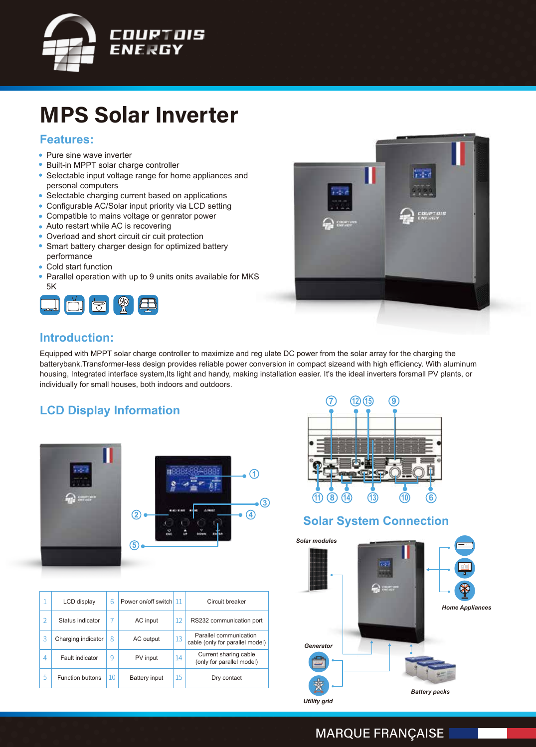COURTOIS ENERGY

# MPS Solar Inverter

## Features:

- Pure sine wave inverter
- Built-in MPPT solar charge controller
- Selectable input voltage range for home appliances and personal computers
- Selectable charging current based on applications
- Configurable AC/Solar input priority via LCD setting
- Compatible to mains voltage or genrator power
- Auto restart while AC is recovering
- Overload and short circuit cir cuit protection
- Smart battery charger design for optimized battery performance
- Cold start function
- Parallel operation with up to 9 units onits available for MKS 5K

## Introduction:

Equipped with MPPT solar charge controller to maximize and reg ulate DC power from the solar array for the charging the batterybank.Transformer-less design provides reliable power conversion in compact sizeand with high efficiency. With aluminum housing, Integrated interface system,Its light and handy, making installation easier. It's the ideal inverters forsmall PV plants, or individually for small houses, both indoors and outdoors.

## LCD Display Information

| | | | | | |
|---|---|---|---|---|---|
| 1 | LCD display | 6 | Power on/off switch | 11 | Circuit breaker |
| 2 | Status indicator | 7 | AC input | 12 | RS232 communication port |
| 3 | Charging indicator | 8 | AC output | 13 | Parallel communication cable (only for parallel model) |
| 4 | Fault indicator | 9 | PV input | 14 | Current sharing cable (only for parallel model) |
| 5 | Function buttons | 10 | Battery input | 15 | Dry contact |

## Solar System Connection

Solar modules

Home Appliances

Generator

Battery packs

Utility grid

MARQUE FRANÇAISE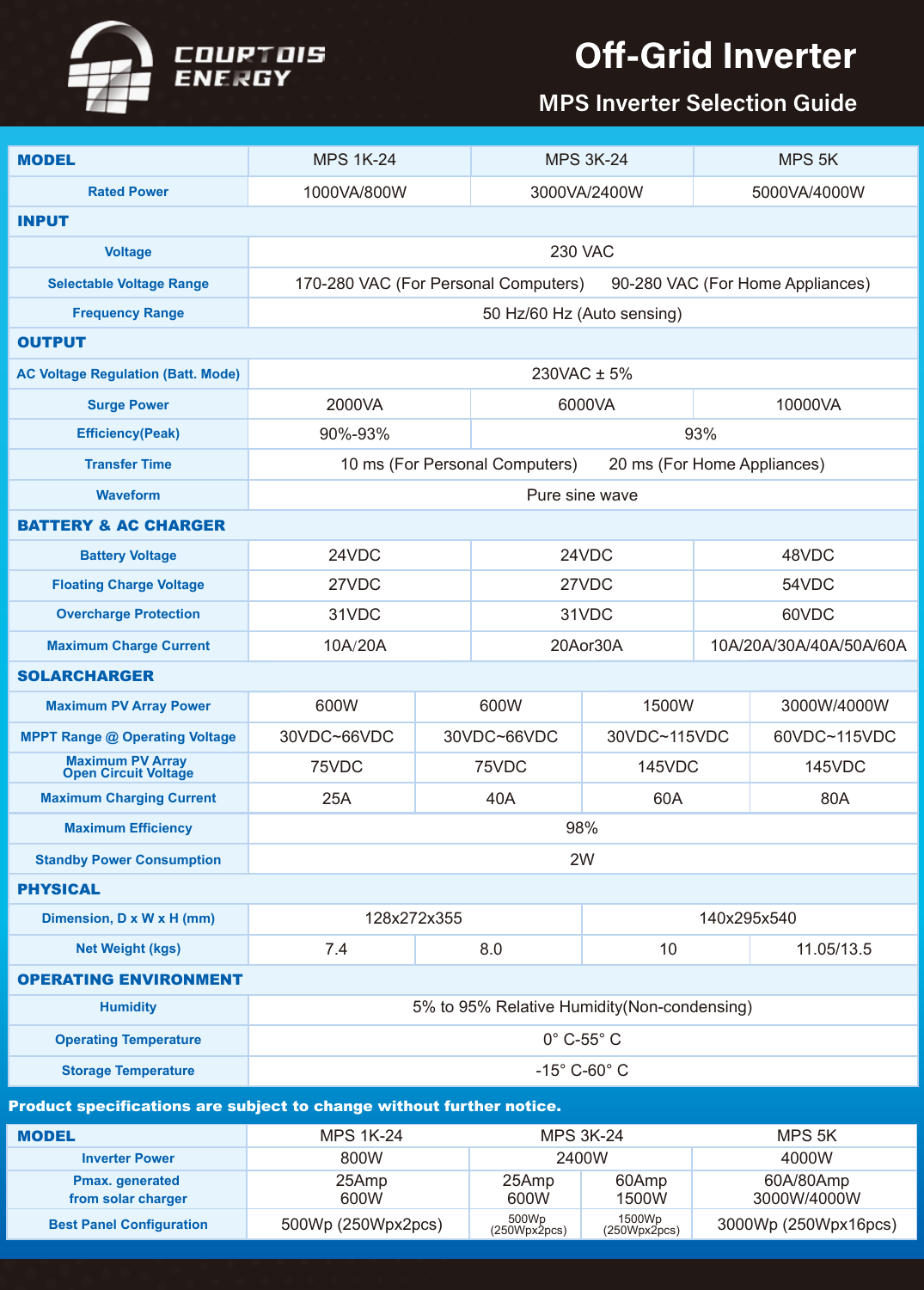# COURTOIS ENERGY

# Off-Grid Inverter

## MPS Inverter Selection Guide

| MODEL | MPS 1K-24 | MPS 3K-24 | MPS 5K |
|---|---|---|---|
| Rated Power | 1000VA/800W | 3000VA/2400W | 5000VA/4000W |
| **INPUT** | | | |
| Voltage | 230 VAC | | |
| Selectable Voltage Range | 170-280 VAC (For Personal Computers) 90-280 VAC (For Home Appliances) | | |
| Frequency Range | 50 Hz/60 Hz (Auto sensing) | | |
| **OUTPUT** | | | |
| AC Voltage Regulation (Batt. Mode) | 230VAC ± 5% | | |
| Surge Power | 2000VA | 6000VA | 10000VA |
| Efficiency(Peak) | 90%-93% | 93% | |
| Transfer Time | 10 ms (For Personal Computers) 20 ms (For Home Appliances) | | |
| Waveform | Pure sine wave | | |
| **BATTERY & AC CHARGER** | | | |
| Battery Voltage | 24VDC | 24VDC | 48VDC |
| Floating Charge Voltage | 27VDC | 27VDC | 54VDC |
| Overcharge Protection | 31VDC | 31VDC | 60VDC |
| Maximum Charge Current | 10A/20A | 20Aor30A | 10A/20A/30A/40A/50A/60A |

| SOLARCHARGER | | | | |
|---|---|---|---|---|
| Maximum PV Array Power | 600W | 600W | 1500W | 3000W/4000W |
| MPPT Range @ Operating Voltage | 30VDC~66VDC | 30VDC~66VDC | 30VDC~115VDC | 60VDC~115VDC |
| Maximum PV Array Open Circuit Voltage | 75VDC | 75VDC | 145VDC | 145VDC |
| Maximum Charging Current | 25A | 40A | 60A | 80A |
| Maximum Efficiency | 98% | | | |
| Standby Power Consumption | 2W | | | |
| **PHYSICAL** | | | | |
| Dimension, D x W x H (mm) | 128x272x355 | | 140x295x540 | |
| Net Weight (kgs) | 7.4 | 8.0 | 10 | 11.05/13.5 |
| **OPERATING ENVIRONMENT** | | | | |
| Humidity | 5% to 95% Relative Humidity(Non-condensing) | | | |
| Operating Temperature | 0° C-55° C | | | |
| Storage Temperature | -15° C-60° C | | | |

**Product specifications are subject to change without further notice.**

| MODEL | MPS 1K-24 | MPS 3K-24 | | MPS 5K |
|---|---|---|---|---|
| Inverter Power | 800W | 2400W | | 4000W |
| Pmax. generated from solar charger | 25Amp 600W | 25Amp 600W | 60Amp 1500W | 60A/80Amp 3000W/4000W |
| Best Panel Configuration | 500Wp (250Wpx2pcs) | 500Wp (250Wpx2pcs) | 1500Wp (250Wpx2pcs) | 3000Wp (250Wpx16pcs) |